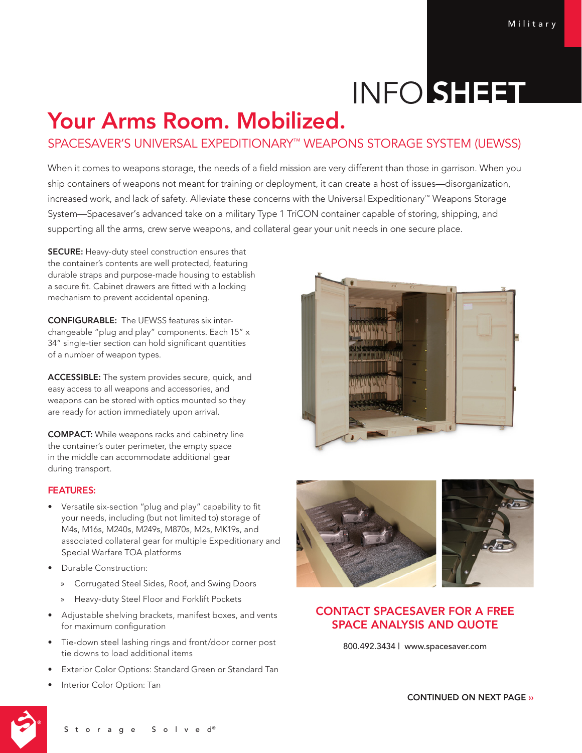Military

# INFO SHEET

# Your Arms Room. Mobilized.

## SPACESAVER'S UNIVERSAL EXPEDITIONARY™ WEAPONS STORAGE SYSTEM (UEWSS)

When it comes to weapons storage, the needs of a field mission are very different than those in garrison. When you ship containers of weapons not meant for training or deployment, it can create a host of issues—disorganization, increased work, and lack of safety. Alleviate these concerns with the Universal Expeditionary™ Weapons Storage System—Spacesaver's advanced take on a military Type 1 TriCON container capable of storing, shipping, and supporting all the arms, crew serve weapons, and collateral gear your unit needs in one secure place.

**SECURE:** Heavy-duty steel construction ensures that the container's contents are well protected, featuring durable straps and purpose-made housing to establish a secure fit. Cabinet drawers are fitted with a locking mechanism to prevent accidental opening.

**CONFIGURABLE:** The UEWSS features six interchangeable "plug and play" components. Each 15" x 34" single-tier section can hold significant quantities of a number of weapon types.

**ACCESSIBLE:** The system provides secure, quick, and easy access to all weapons and accessories, and weapons can be stored with optics mounted so they are ready for action immediately upon arrival.

**COMPACT:** While weapons racks and cabinetry line the container's outer perimeter, the empty space in the middle can accommodate additional gear during transport.

### FEATURES:

- Versatile six-section "plug and play" capability to fit your needs, including (but not limited to) storage of M4s, M16s, M240s, M249s, M870s, M2s, MK19s, and associated collateral gear for multiple Expeditionary and Special Warfare TOA platforms
- Durable Construction:
  - Corrugated Steel Sides, Roof, and Swing Doors
  - Heavy-duty Steel Floor and Forklift Pockets
- Adjustable shelving brackets, manifest boxes, and vents for maximum configuration
- Tie-down steel lashing rings and front/door corner post tie downs to load additional items
- Exterior Color Options: Standard Green or Standard Tan
- Interior Color Option: Tan

**CONTACT SPACESAVER FOR A FREE SPACE ANALYSIS AND QUOTE**

800.492.3434 | www.spacesaver.com

CONTINUED ON NEXT PAGE ››

Storage Solved®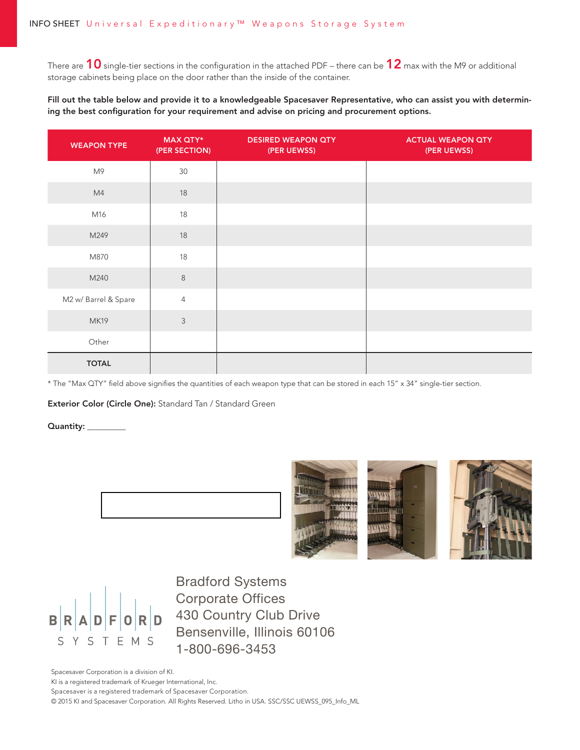INFO SHEET Universal Expeditionary™ Weapons Storage System

There are **10** single-tier sections in the configuration in the attached PDF – there can be **12** max with the M9 or additional storage cabinets being place on the door rather than the inside of the container.

**Fill out the table below and provide it to a knowledgeable Spacesaver Representative, who can assist you with determining the best configuration for your requirement and advise on pricing and procurement options.**

| WEAPON TYPE | MAX QTY* (PER SECTION) | DESIRED WEAPON QTY (PER UEWSS) | ACTUAL WEAPON QTY (PER UEWSS) |
|---|---|---|---|
| M9 | 30 | | |
| M4 | 18 | | |
| M16 | 18 | | |
| M249 | 18 | | |
| M870 | 18 | | |
| M240 | 8 | | |
| M2 w/ Barrel & Spare | 4 | | |
| MK19 | 3 | | |
| Other | | | |
| **TOTAL** | | | |

* The "Max QTY" field above signifies the quantities of each weapon type that can be stored in each 15" x 34" single-tier section.

**Exterior Color (Circle One):** Standard Tan / Standard Green

**Quantity:** _________

BRADFORD SYSTEMS

Bradford Systems
Corporate Offices
430 Country Club Drive
Bensenville, Illinois 60106
1-800-696-3453

Spacesaver Corporation is a division of KI.
KI is a registered trademark of Krueger International, Inc.
Spacesaver is a registered trademark of Spacesaver Corporation.
© 2015 KI and Spacesaver Corporation. All Rights Reserved. Litho in USA. SSC/SSC UEWSS_095_Info_ML